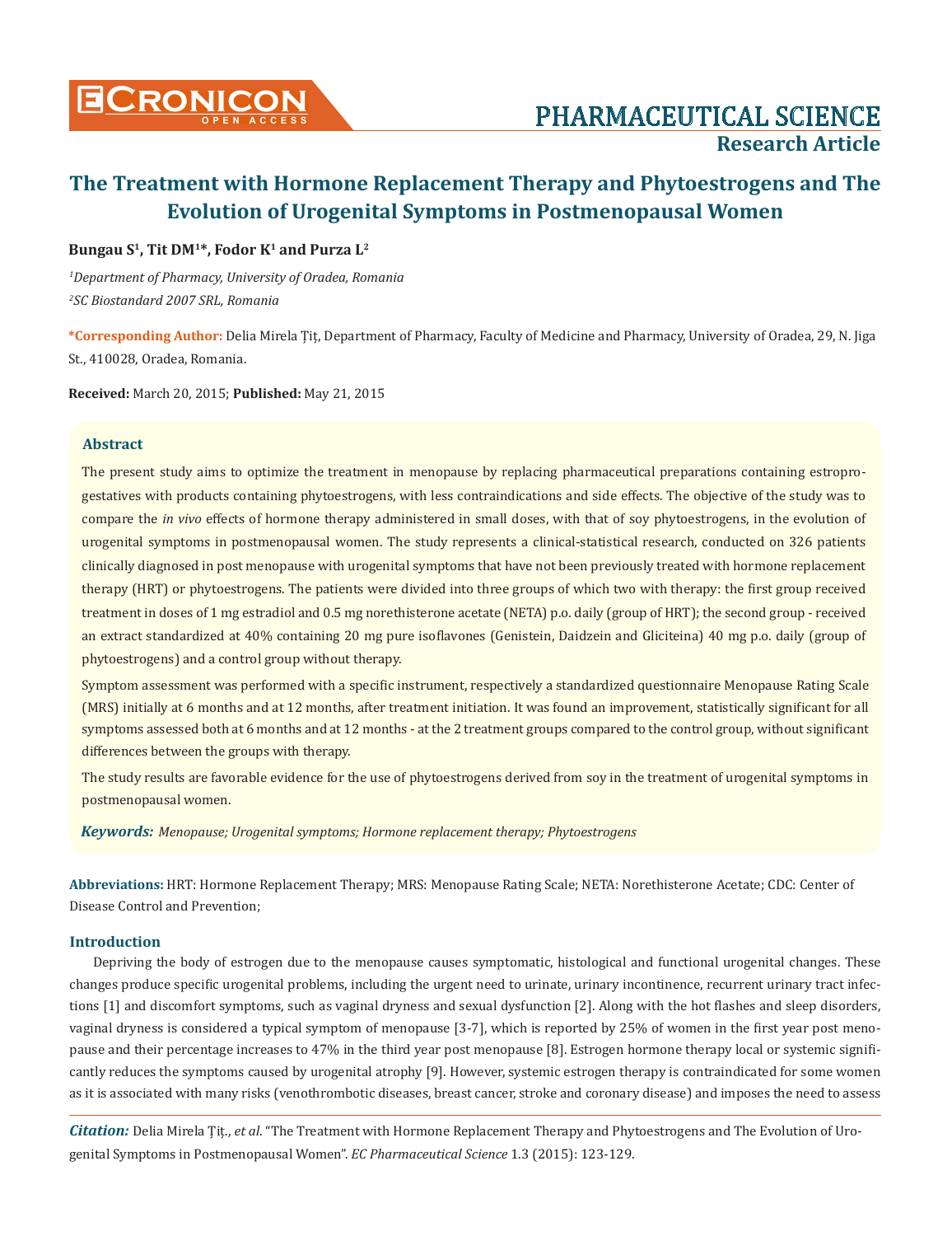# The Treatment with Hormone Replacement Therapy and Phytoestrogens and The Evolution of Urogenital Symptoms in Postmenopausal Women

**Bungau S[1], Tit DM[1]*, Fodor K[1] and Purza L[2]**

*[1]Department of Pharmacy, University of Oradea, Romania*

*[2]SC Biostandard 2007 SRL, Romania*

**\*Corresponding Author:** Delia Mirela Țiț, Department of Pharmacy, Faculty of Medicine and Pharmacy, University of Oradea, 29, N. Jiga St., 410028, Oradea, Romania.

**Received:** March 20, 2015; **Published:** May 21, 2015

## Abstract

The present study aims to optimize the treatment in menopause by replacing pharmaceutical preparations containing estroprogestatives with products containing phytoestrogens, with less contraindications and side effects. The objective of the study was to compare the *in vivo* effects of hormone therapy administered in small doses, with that of soy phytoestrogens, in the evolution of urogenital symptoms in postmenopausal women. The study represents a clinical-statistical research, conducted on 326 patients clinically diagnosed in post menopause with urogenital symptoms that have not been previously treated with hormone replacement therapy (HRT) or phytoestrogens. The patients were divided into three groups of which two with therapy: the first group received treatment in doses of 1 mg estradiol and 0.5 mg norethisterone acetate (NETA) p.o. daily (group of HRT); the second group - received an extract standardized at 40% containing 20 mg pure isoflavones (Genistein, Daidzein and Gliciteina) 40 mg p.o. daily (group of phytoestrogens) and a control group without therapy.

Symptom assessment was performed with a specific instrument, respectively a standardized questionnaire Menopause Rating Scale (MRS) initially at 6 months and at 12 months, after treatment initiation. It was found an improvement, statistically significant for all symptoms assessed both at 6 months and at 12 months - at the 2 treatment groups compared to the control group, without significant differences between the groups with therapy.

The study results are favorable evidence for the use of phytoestrogens derived from soy in the treatment of urogenital symptoms in postmenopausal women.

***Keywords:*** *Menopause; Urogenital symptoms; Hormone replacement therapy; Phytoestrogens*

**Abbreviations:** HRT: Hormone Replacement Therapy; MRS: Menopause Rating Scale; NETA: Norethisterone Acetate; CDC: Center of Disease Control and Prevention;

## Introduction

Depriving the body of estrogen due to the menopause causes symptomatic, histological and functional urogenital changes. These changes produce specific urogenital problems, including the urgent need to urinate, urinary incontinence, recurrent urinary tract infections [1] and discomfort symptoms, such as vaginal dryness and sexual dysfunction [2]. Along with the hot flashes and sleep disorders, vaginal dryness is considered a typical symptom of menopause [3-7], which is reported by 25% of women in the first year post menopause and their percentage increases to 47% in the third year post menopause [8]. Estrogen hormone therapy local or systemic significantly reduces the symptoms caused by urogenital atrophy [9]. However, systemic estrogen therapy is contraindicated for some women as it is associated with many risks (venothrombotic diseases, breast cancer, stroke and coronary disease) and imposes the need to assess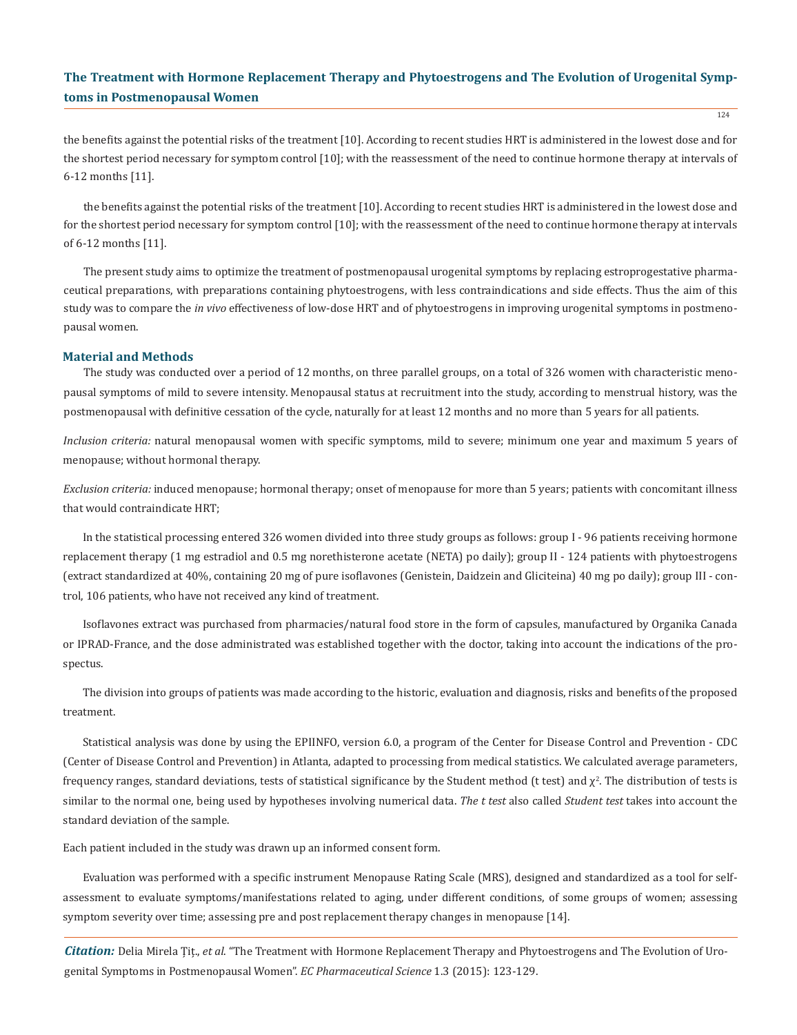the benefits against the potential risks of the treatment [10]. According to recent studies HRT is administered in the lowest dose and for the shortest period necessary for symptom control [10]; with the reassessment of the need to continue hormone therapy at intervals of 6-12 months [11].

the benefits against the potential risks of the treatment [10]. According to recent studies HRT is administered in the lowest dose and for the shortest period necessary for symptom control [10]; with the reassessment of the need to continue hormone therapy at intervals of 6-12 months [11].

The present study aims to optimize the treatment of postmenopausal urogenital symptoms by replacing estroprogestative pharmaceutical preparations, with preparations containing phytoestrogens, with less contraindications and side effects. Thus the aim of this study was to compare the *in vivo* effectiveness of low-dose HRT and of phytoestrogens in improving urogenital symptoms in postmenopausal women.

## Material and Methods

The study was conducted over a period of 12 months, on three parallel groups, on a total of 326 women with characteristic menopausal symptoms of mild to severe intensity. Menopausal status at recruitment into the study, according to menstrual history, was the postmenopausal with definitive cessation of the cycle, naturally for at least 12 months and no more than 5 years for all patients.

*Inclusion criteria:* natural menopausal women with specific symptoms, mild to severe; minimum one year and maximum 5 years of menopause; without hormonal therapy.

*Exclusion criteria:* induced menopause; hormonal therapy; onset of menopause for more than 5 years; patients with concomitant illness that would contraindicate HRT;

In the statistical processing entered 326 women divided into three study groups as follows: group I - 96 patients receiving hormone replacement therapy (1 mg estradiol and 0.5 mg norethisterone acetate (NETA) po daily); group II - 124 patients with phytoestrogens (extract standardized at 40%, containing 20 mg of pure isoflavones (Genistein, Daidzein and Gliciteina) 40 mg po daily); group III - control, 106 patients, who have not received any kind of treatment.

Isoflavones extract was purchased from pharmacies/natural food store in the form of capsules, manufactured by Organika Canada or IPRAD-France, and the dose administrated was established together with the doctor, taking into account the indications of the prospectus.

The division into groups of patients was made according to the historic, evaluation and diagnosis, risks and benefits of the proposed treatment.

Statistical analysis was done by using the EPIINFO, version 6.0, a program of the Center for Disease Control and Prevention - CDC (Center of Disease Control and Prevention) in Atlanta, adapted to processing from medical statistics. We calculated average parameters, frequency ranges, standard deviations, tests of statistical significance by the Student method (t test) and $\chi^2$. The distribution of tests is similar to the normal one, being used by hypotheses involving numerical data. *The t test* also called *Student test* takes into account the standard deviation of the sample.

Each patient included in the study was drawn up an informed consent form.

Evaluation was performed with a specific instrument Menopause Rating Scale (MRS), designed and standardized as a tool for self-assessment to evaluate symptoms/manifestations related to aging, under different conditions, of some groups of women; assessing symptom severity over time; assessing pre and post replacement therapy changes in menopause [14].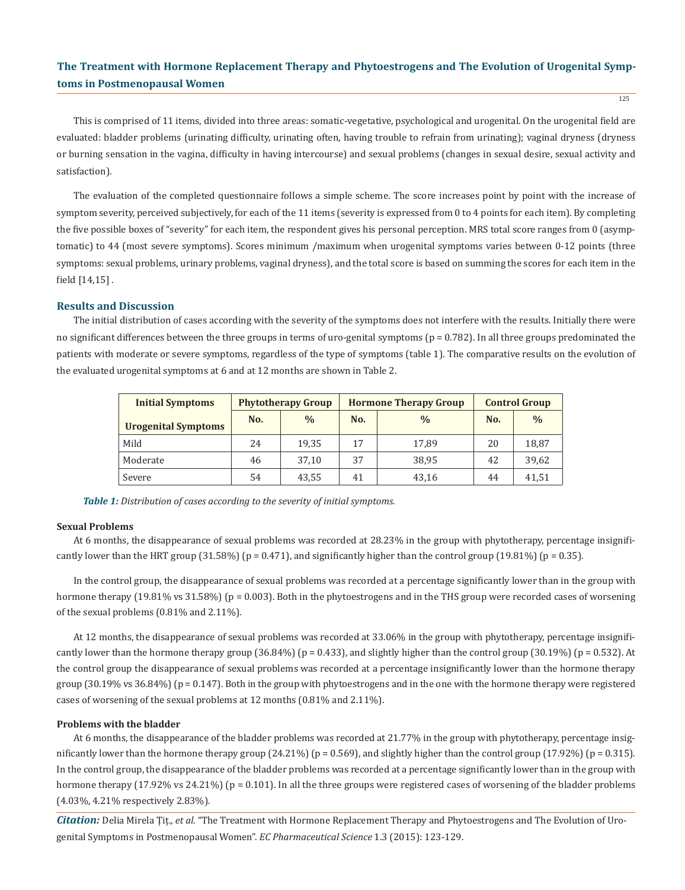This is comprised of 11 items, divided into three areas: somatic-vegetative, psychological and urogenital. On the urogenital field are evaluated: bladder problems (urinating difficulty, urinating often, having trouble to refrain from urinating); vaginal dryness (dryness or burning sensation in the vagina, difficulty in having intercourse) and sexual problems (changes in sexual desire, sexual activity and satisfaction).

The evaluation of the completed questionnaire follows a simple scheme. The score increases point by point with the increase of symptom severity, perceived subjectively, for each of the 11 items (severity is expressed from 0 to 4 points for each item). By completing the five possible boxes of "severity" for each item, the respondent gives his personal perception. MRS total score ranges from 0 (asymptomatic) to 44 (most severe symptoms). Scores minimum /maximum when urogenital symptoms varies between 0-12 points (three symptoms: sexual problems, urinary problems, vaginal dryness), and the total score is based on summing the scores for each item in the field [14,15] .

## Results and Discussion

The initial distribution of cases according with the severity of the symptoms does not interfere with the results. Initially there were no significant differences between the three groups in terms of uro-genital symptoms (p = 0.782). In all three groups predominated the patients with moderate or severe symptoms, regardless of the type of symptoms (table 1). The comparative results on the evolution of the evaluated urogenital symptoms at 6 and at 12 months are shown in Table 2.

| Initial Symptoms<br>Urogenital Symptoms | Phytotherapy Group | | Hormone Therapy Group | | Control Group | |
|---|---|---|---|---|---|---|
| | No. | % | No. | % | No. | % |
| Mild | 24 | 19,35 | 17 | 17,89 | 20 | 18,87 |
| Moderate | 46 | 37,10 | 37 | 38,95 | 42 | 39,62 |
| Severe | 54 | 43,55 | 41 | 43,16 | 44 | 41,51 |

***Table 1:*** *Distribution of cases according to the severity of initial symptoms.*

### Sexual Problems

At 6 months, the disappearance of sexual problems was recorded at 28.23% in the group with phytotherapy, percentage insignificantly lower than the HRT group (31.58%) (p = 0.471), and significantly higher than the control group (19.81%) (p = 0.35).

In the control group, the disappearance of sexual problems was recorded at a percentage significantly lower than in the group with hormone therapy (19.81% vs 31.58%) (p = 0.003). Both in the phytoestrogens and in the THS group were recorded cases of worsening of the sexual problems (0.81% and 2.11%).

At 12 months, the disappearance of sexual problems was recorded at 33.06% in the group with phytotherapy, percentage insignificantly lower than the hormone therapy group (36.84%) (p = 0.433), and slightly higher than the control group (30.19%) (p = 0.532). At the control group the disappearance of sexual problems was recorded at a percentage insignificantly lower than the hormone therapy group (30.19% vs 36.84%) (p = 0.147). Both in the group with phytoestrogens and in the one with the hormone therapy were registered cases of worsening of the sexual problems at 12 months (0.81% and 2.11%).

### Problems with the bladder

At 6 months, the disappearance of the bladder problems was recorded at 21.77% in the group with phytotherapy, percentage insignificantly lower than the hormone therapy group (24.21%) (p = 0.569), and slightly higher than the control group (17.92%) (p = 0.315). In the control group, the disappearance of the bladder problems was recorded at a percentage significantly lower than in the group with hormone therapy (17.92% vs 24.21%) (p = 0.101). In all the three groups were registered cases of worsening of the bladder problems (4.03%, 4.21% respectively 2.83%).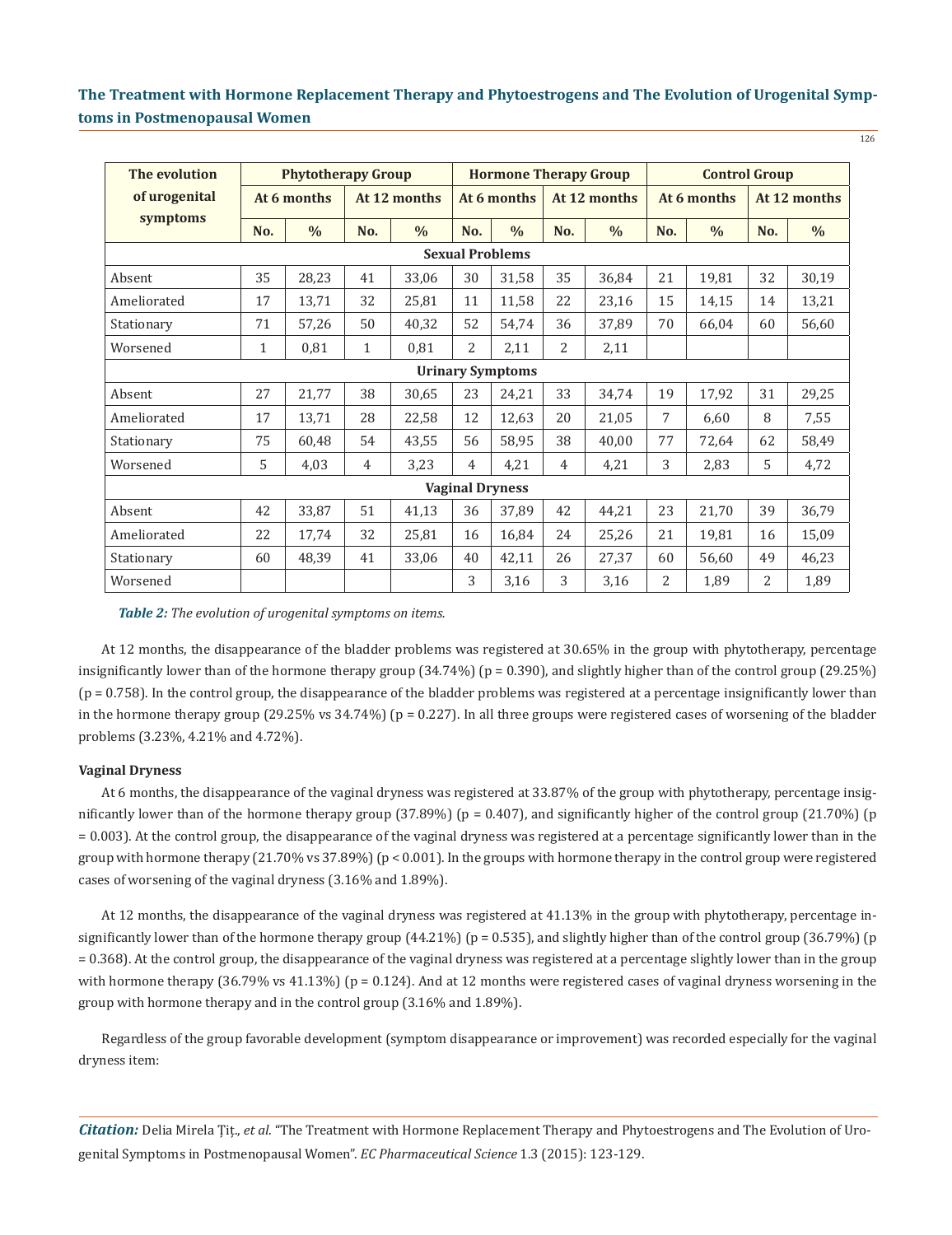| The evolution of urogenital symptoms | Phytotherapy Group | | | | Hormone Therapy Group | | | | Control Group | | | |
|---|---|---|---|---|---|---|---|---|---|---|---|---|
| | At 6 months | | At 12 months | | At 6 months | | At 12 months | | At 6 months | | At 12 months | |
| | No. | % | No. | % | No. | % | No. | % | No. | % | No. | % |
| **Sexual Problems** | | | | | | | | | | | | |
| Absent | 35 | 28,23 | 41 | 33,06 | 30 | 31,58 | 35 | 36,84 | 21 | 19,81 | 32 | 30,19 |
| Ameliorated | 17 | 13,71 | 32 | 25,81 | 11 | 11,58 | 22 | 23,16 | 15 | 14,15 | 14 | 13,21 |
| Stationary | 71 | 57,26 | 50 | 40,32 | 52 | 54,74 | 36 | 37,89 | 70 | 66,04 | 60 | 56,60 |
| Worsened | 1 | 0,81 | 1 | 0,81 | 2 | 2,11 | 2 | 2,11 | | | | |
| **Urinary Symptoms** | | | | | | | | | | | | |
| Absent | 27 | 21,77 | 38 | 30,65 | 23 | 24,21 | 33 | 34,74 | 19 | 17,92 | 31 | 29,25 |
| Ameliorated | 17 | 13,71 | 28 | 22,58 | 12 | 12,63 | 20 | 21,05 | 7 | 6,60 | 8 | 7,55 |
| Stationary | 75 | 60,48 | 54 | 43,55 | 56 | 58,95 | 38 | 40,00 | 77 | 72,64 | 62 | 58,49 |
| Worsened | 5 | 4,03 | 4 | 3,23 | 4 | 4,21 | 4 | 4,21 | 3 | 2,83 | 5 | 4,72 |
| **Vaginal Dryness** | | | | | | | | | | | | |
| Absent | 42 | 33,87 | 51 | 41,13 | 36 | 37,89 | 42 | 44,21 | 23 | 21,70 | 39 | 36,79 |
| Ameliorated | 22 | 17,74 | 32 | 25,81 | 16 | 16,84 | 24 | 25,26 | 21 | 19,81 | 16 | 15,09 |
| Stationary | 60 | 48,39 | 41 | 33,06 | 40 | 42,11 | 26 | 27,37 | 60 | 56,60 | 49 | 46,23 |
| Worsened | | | | | 3 | 3,16 | 3 | 3,16 | 2 | 1,89 | 2 | 1,89 |

***Table 2:*** *The evolution of urogenital symptoms on items.*

At 12 months, the disappearance of the bladder problems was registered at 30.65% in the group with phytotherapy, percentage insignificantly lower than of the hormone therapy group (34.74%) ($p = 0.390$), and slightly higher than of the control group (29.25%) ($p = 0.758$). In the control group, the disappearance of the bladder problems was registered at a percentage insignificantly lower than in the hormone therapy group (29.25% vs 34.74%) ($p = 0.227$). In all three groups were registered cases of worsening of the bladder problems (3.23%, 4.21% and 4.72%).

**Vaginal Dryness**

At 6 months, the disappearance of the vaginal dryness was registered at 33.87% of the group with phytotherapy, percentage insignificantly lower than of the hormone therapy group (37.89%) ($p = 0.407$), and significantly higher of the control group (21.70%) ($p = 0.003$). At the control group, the disappearance of the vaginal dryness was registered at a percentage significantly lower than in the group with hormone therapy (21.70% vs 37.89%) ($p < 0.001$). In the groups with hormone therapy in the control group were registered cases of worsening of the vaginal dryness (3.16% and 1.89%).

At 12 months, the disappearance of the vaginal dryness was registered at 41.13% in the group with phytotherapy, percentage insignificantly lower than of the hormone therapy group (44.21%) ($p = 0.535$), and slightly higher than of the control group (36.79%) ($p = 0.368$). At the control group, the disappearance of the vaginal dryness was registered at a percentage slightly lower than in the group with hormone therapy (36.79% vs 41.13%) ($p = 0.124$). And at 12 months were registered cases of vaginal dryness worsening in the group with hormone therapy and in the control group (3.16% and 1.89%).

Regardless of the group favorable development (symptom disappearance or improvement) was recorded especially for the vaginal dryness item: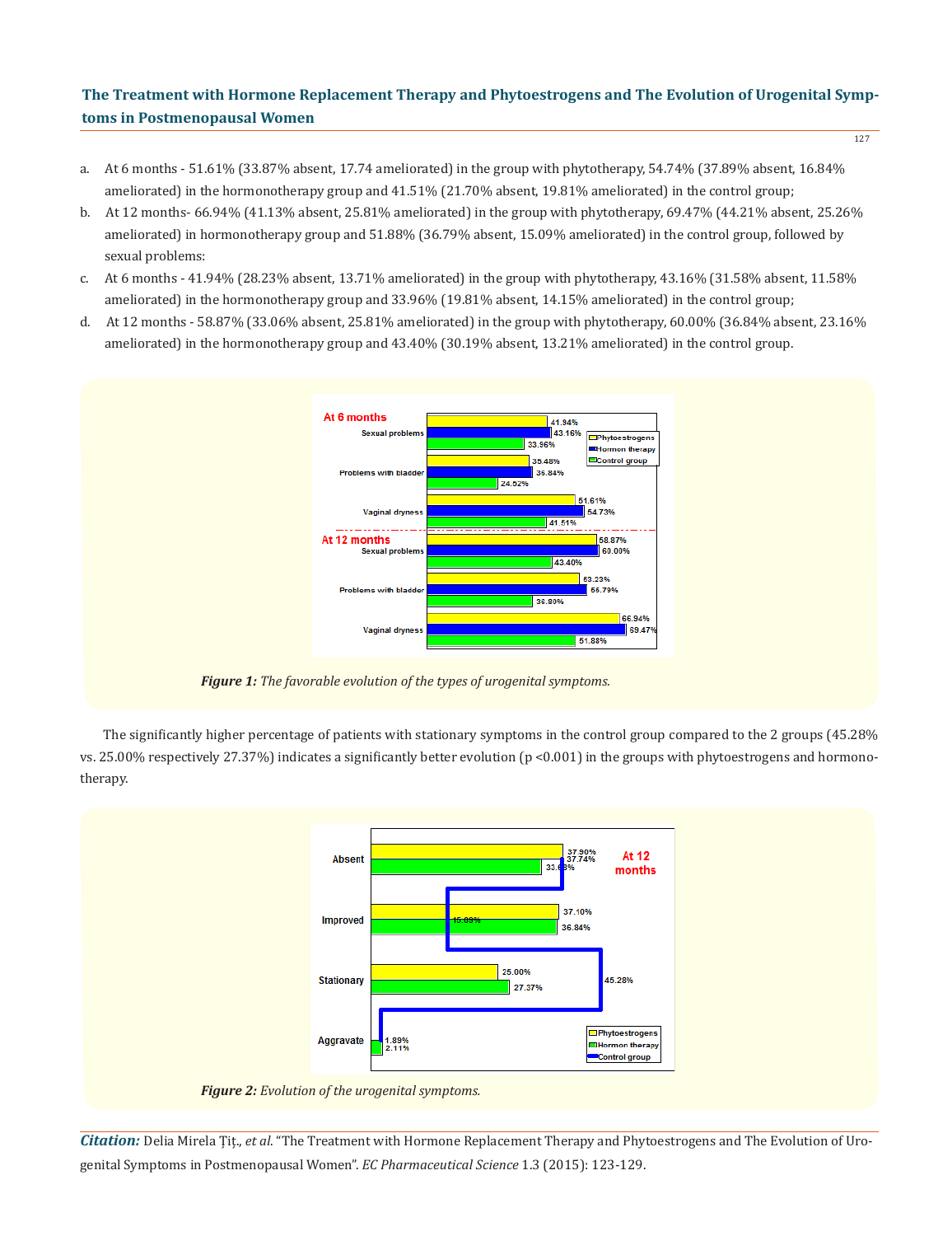a. At 6 months - 51.61% (33.87% absent, 17.74 ameliorated) in the group with phytotherapy, 54.74% (37.89% absent, 16.84% ameliorated) in the hormonotherapy group and 41.51% (21.70% absent, 19.81% ameliorated) in the control group;
b. At 12 months- 66.94% (41.13% absent, 25.81% ameliorated) in the group with phytotherapy, 69.47% (44.21% absent, 25.26% ameliorated) in hormonotherapy group and 51.88% (36.79% absent, 15.09% ameliorated) in the control group, followed by sexual problems:
c. At 6 months - 41.94% (28.23% absent, 13.71% ameliorated) in the group with phytotherapy, 43.16% (31.58% absent, 11.58% ameliorated) in the hormonotherapy group and 33.96% (19.81% absent, 14.15% ameliorated) in the control group;
d. At 12 months - 58.87% (33.06% absent, 25.81% ameliorated) in the group with phytotherapy, 60.00% (36.84% absent, 23.16% ameliorated) in the hormonotherapy group and 43.40% (30.19% absent, 13.21% ameliorated) in the control group.

***Figure 1:*** *The favorable evolution of the types of urogenital symptoms.*

The significantly higher percentage of patients with stationary symptoms in the control group compared to the 2 groups (45.28% vs. 25.00% respectively 27.37%) indicates a significantly better evolution ($p < 0.001$) in the groups with phytoestrogens and hormonotherapy.

***Figure 2:*** *Evolution of the urogenital symptoms.*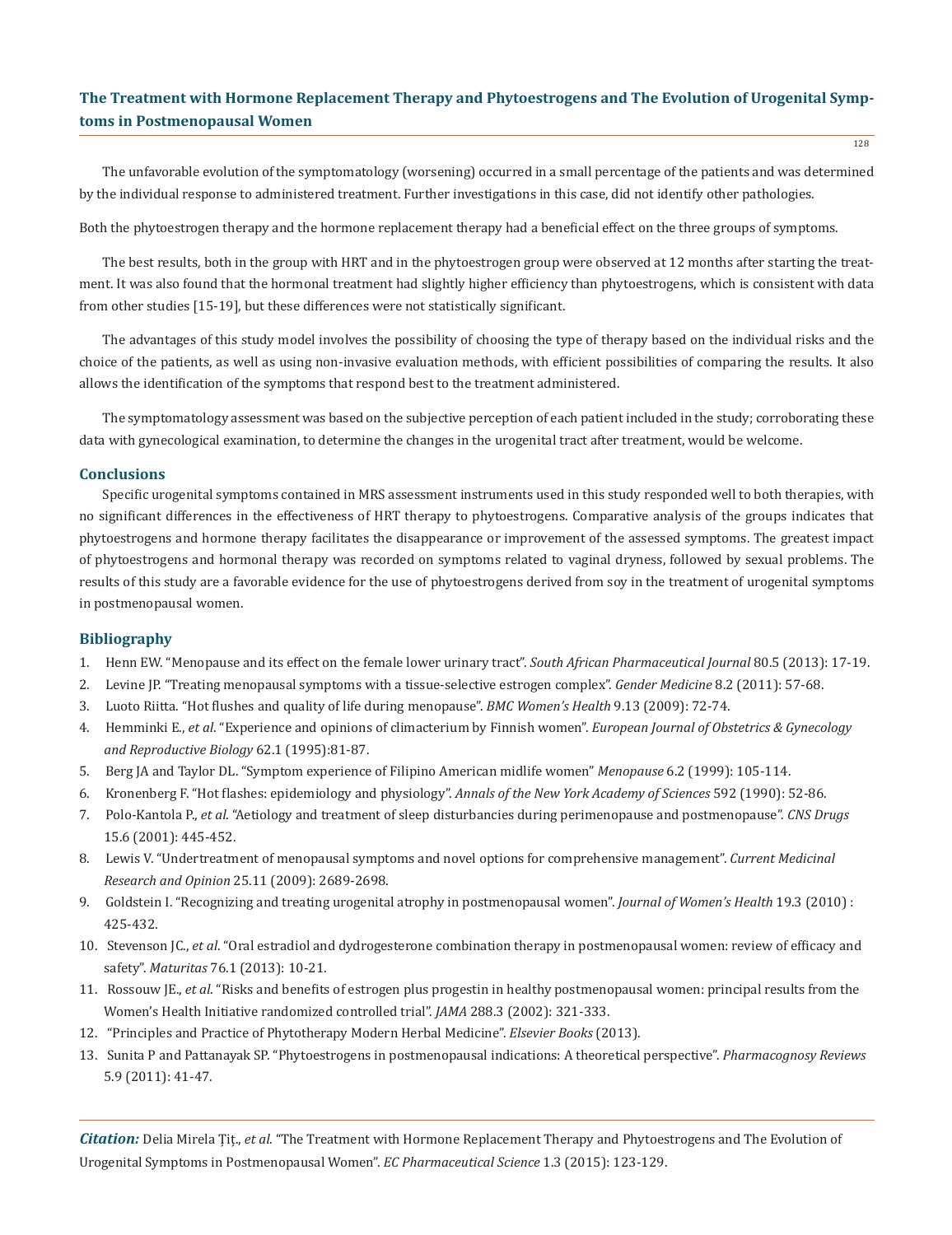The unfavorable evolution of the symptomatology (worsening) occurred in a small percentage of the patients and was determined by the individual response to administered treatment. Further investigations in this case, did not identify other pathologies.

Both the phytoestrogen therapy and the hormone replacement therapy had a beneficial effect on the three groups of symptoms.

The best results, both in the group with HRT and in the phytoestrogen group were observed at 12 months after starting the treatment. It was also found that the hormonal treatment had slightly higher efficiency than phytoestrogens, which is consistent with data from other studies [15-19], but these differences were not statistically significant.

The advantages of this study model involves the possibility of choosing the type of therapy based on the individual risks and the choice of the patients, as well as using non-invasive evaluation methods, with efficient possibilities of comparing the results. It also allows the identification of the symptoms that respond best to the treatment administered.

The symptomatology assessment was based on the subjective perception of each patient included in the study; corroborating these data with gynecological examination, to determine the changes in the urogenital tract after treatment, would be welcome.

## Conclusions

Specific urogenital symptoms contained in MRS assessment instruments used in this study responded well to both therapies, with no significant differences in the effectiveness of HRT therapy to phytoestrogens. Comparative analysis of the groups indicates that phytoestrogens and hormone therapy facilitates the disappearance or improvement of the assessed symptoms. The greatest impact of phytoestrogens and hormonal therapy was recorded on symptoms related to vaginal dryness, followed by sexual problems. The results of this study are a favorable evidence for the use of phytoestrogens derived from soy in the treatment of urogenital symptoms in postmenopausal women.

## Bibliography

1. Henn EW. "Menopause and its effect on the female lower urinary tract". *South African Pharmaceutical Journal* 80.5 (2013): 17-19.
2. Levine JP. "Treating menopausal symptoms with a tissue-selective estrogen complex". *Gender Medicine* 8.2 (2011): 57-68.
3. Luoto Riitta. "Hot flushes and quality of life during menopause". *BMC Women's Health* 9.13 (2009): 72-74.
4. Hemminki E., *et al*. "Experience and opinions of climacterium by Finnish women". *European Journal of Obstetrics & Gynecology and Reproductive Biology* 62.1 (1995):81-87.
5. Berg JA and Taylor DL. "Symptom experience of Filipino American midlife women" *Menopause* 6.2 (1999): 105-114.
6. Kronenberg F. "Hot flashes: epidemiology and physiology". *Annals of the New York Academy of Sciences* 592 (1990): 52-86.
7. Polo-Kantola P., *et al*. "Aetiology and treatment of sleep disturbancies during perimenopause and postmenopause". *CNS Drugs* 15.6 (2001): 445-452.
8. Lewis V. "Undertreatment of menopausal symptoms and novel options for comprehensive management". *Current Medicinal Research and Opinion* 25.11 (2009): 2689-2698.
9. Goldstein I. "Recognizing and treating urogenital atrophy in postmenopausal women". *Journal of Women's Health* 19.3 (2010) : 425-432.
10. Stevenson JC., *et al*. "Oral estradiol and dydrogesterone combination therapy in postmenopausal women: review of efficacy and safety". *Maturitas* 76.1 (2013): 10-21.
11. Rossouw JE., *et al*. "Risks and benefits of estrogen plus progestin in healthy postmenopausal women: principal results from the Women's Health Initiative randomized controlled trial". *JAMA* 288.3 (2002): 321-333.
12. "Principles and Practice of Phytotherapy Modern Herbal Medicine". *Elsevier Books* (2013).
13. Sunita P and Pattanayak SP. "Phytoestrogens in postmenopausal indications: A theoretical perspective". *Pharmacognosy Reviews* 5.9 (2011): 41-47.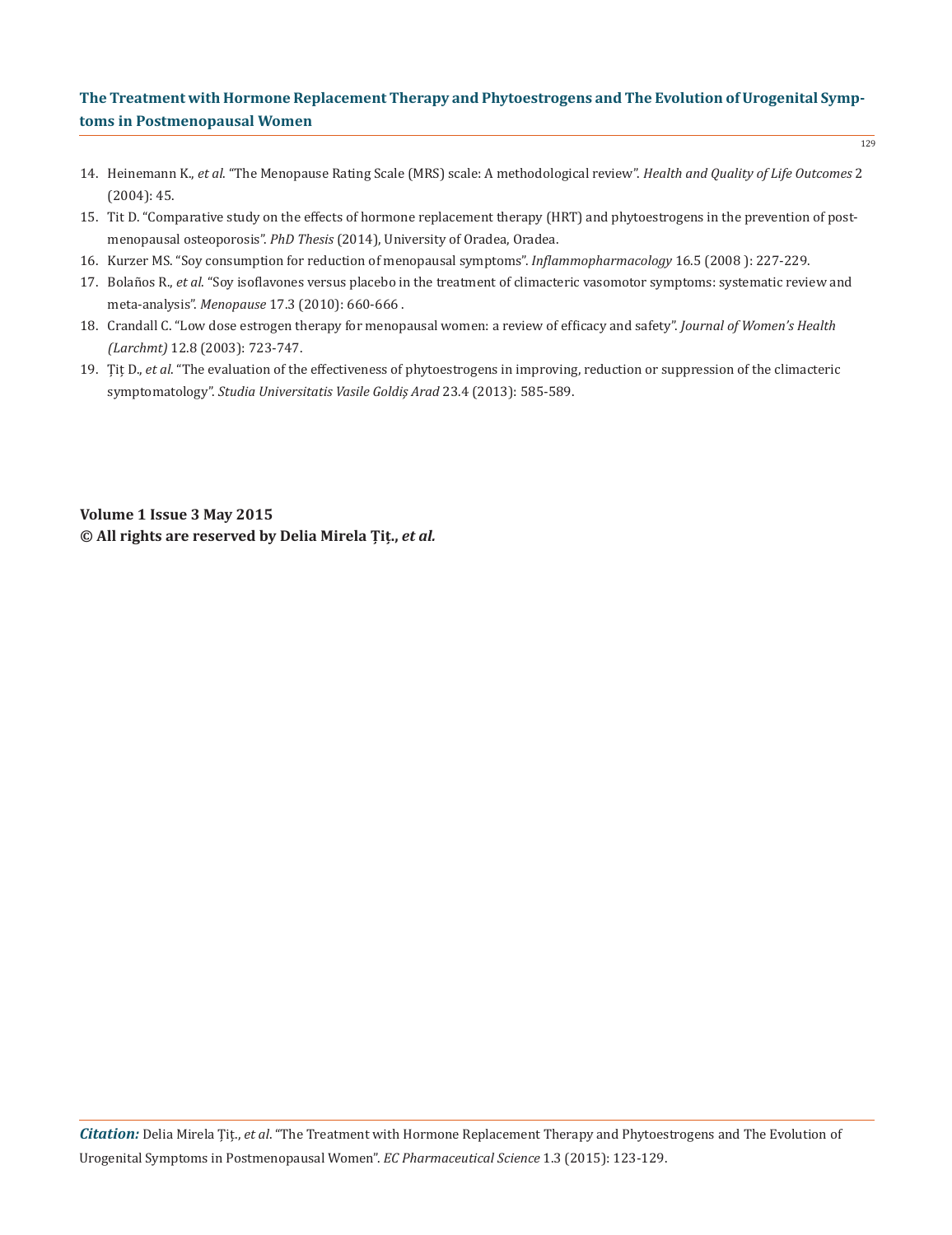14. Heinemann K., *et al*. "The Menopause Rating Scale (MRS) scale: A methodological review". *Health and Quality of Life Outcomes* 2 (2004): 45.
15. Tit D. "Comparative study on the effects of hormone replacement therapy (HRT) and phytoestrogens in the prevention of post-menopausal osteoporosis". *PhD Thesis* (2014), University of Oradea, Oradea.
16. Kurzer MS. "Soy consumption for reduction of menopausal symptoms". *Inflammopharmacology* 16.5 (2008 ): 227-229.
17. Bolaños R., *et al*. "Soy isoflavones versus placebo in the treatment of climacteric vasomotor symptoms: systematic review and meta-analysis". *Menopause* 17.3 (2010): 660-666 .
18. Crandall C. "Low dose estrogen therapy for menopausal women: a review of efficacy and safety". *Journal of Women's Health (Larchmt)* 12.8 (2003): 723-747.
19. Țiț D., *et al*. "The evaluation of the effectiveness of phytoestrogens in improving, reduction or suppression of the climacteric symptomatology". *Studia Universitatis Vasile Goldiș Arad* 23.4 (2013): 585-589.

**Volume 1 Issue 3 May 2015**
**© All rights are reserved by Delia Mirela Țiț., *et al.***